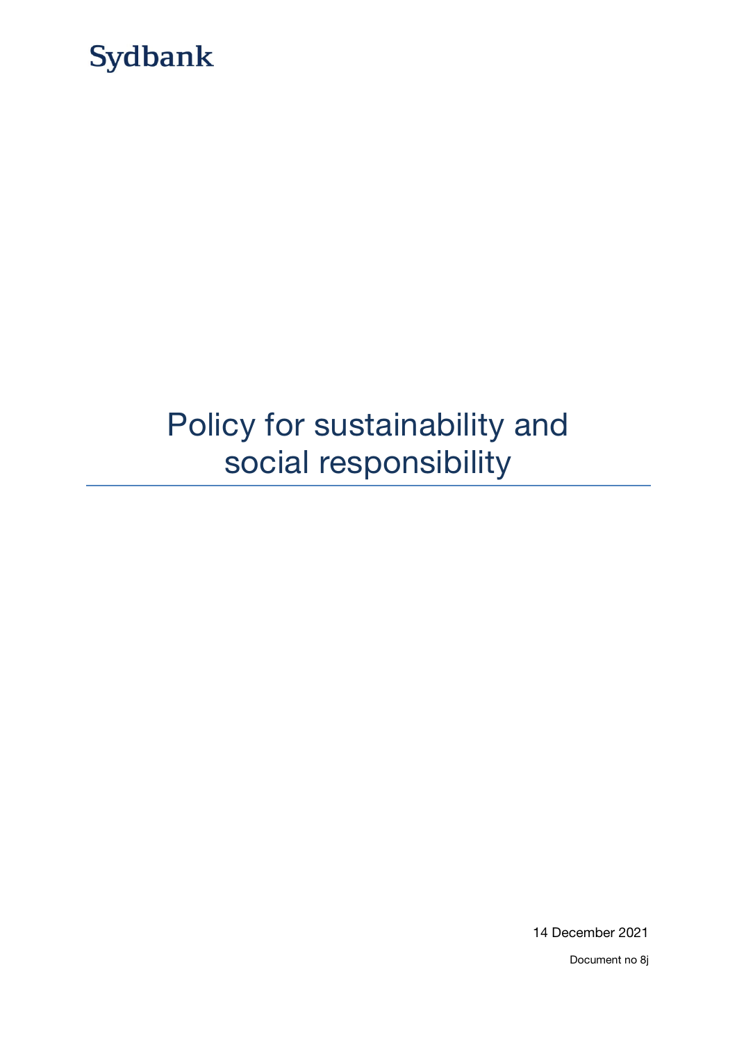Sydbank

# Policy for sustainability and social responsibility

14 December 2021

Document no 8j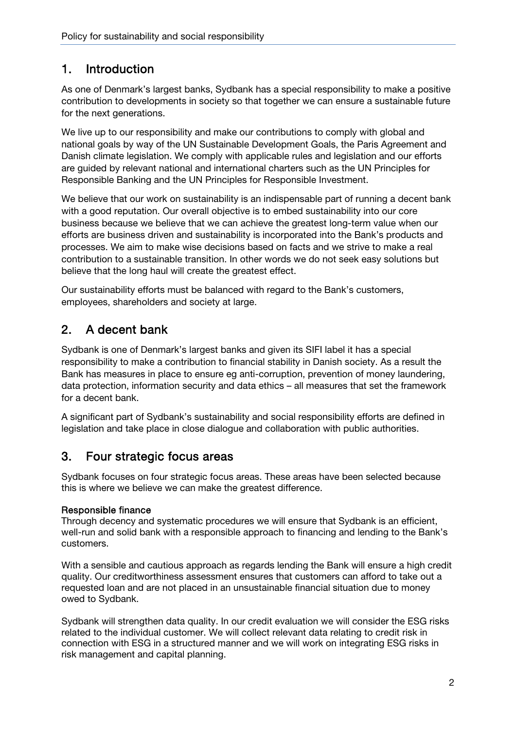## 1. Introduction

As one of Denmark's largest banks, Sydbank has a special responsibility to make a positive contribution to developments in society so that together we can ensure a sustainable future for the next generations.

We live up to our responsibility and make our contributions to comply with global and national goals by way of the UN Sustainable Development Goals, the Paris Agreement and Danish climate legislation. We comply with applicable rules and legislation and our efforts are guided by relevant national and international charters such as the UN Principles for Responsible Banking and the UN Principles for Responsible Investment.

We believe that our work on sustainability is an indispensable part of running a decent bank with a good reputation. Our overall objective is to embed sustainability into our core business because we believe that we can achieve the greatest long-term value when our efforts are business driven and sustainability is incorporated into the Bank's products and processes. We aim to make wise decisions based on facts and we strive to make a real contribution to a sustainable transition. In other words we do not seek easy solutions but believe that the long haul will create the greatest effect.

Our sustainability efforts must be balanced with regard to the Bank's customers, employees, shareholders and society at large.

## 2. A decent bank

Sydbank is one of Denmark's largest banks and given its SIFI label it has a special responsibility to make a contribution to financial stability in Danish society. As a result the Bank has measures in place to ensure eg anti-corruption, prevention of money laundering, data protection, information security and data ethics – all measures that set the framework for a decent bank.

A significant part of Sydbank's sustainability and social responsibility efforts are defined in legislation and take place in close dialogue and collaboration with public authorities.

## 3. Four strategic focus areas

Sydbank focuses on four strategic focus areas. These areas have been selected because this is where we believe we can make the greatest difference.

**Responsible finance**

Through decency and systematic procedures we will ensure that Sydbank is an efficient, well-run and solid bank with a responsible approach to financing and lending to the Bank's customers.

With a sensible and cautious approach as regards lending the Bank will ensure a high credit quality. Our creditworthiness assessment ensures that customers can afford to take out a requested loan and are not placed in an unsustainable financial situation due to money owed to Sydbank.

Sydbank will strengthen data quality. In our credit evaluation we will consider the ESG risks related to the individual customer. We will collect relevant data relating to credit risk in connection with ESG in a structured manner and we will work on integrating ESG risks in risk management and capital planning.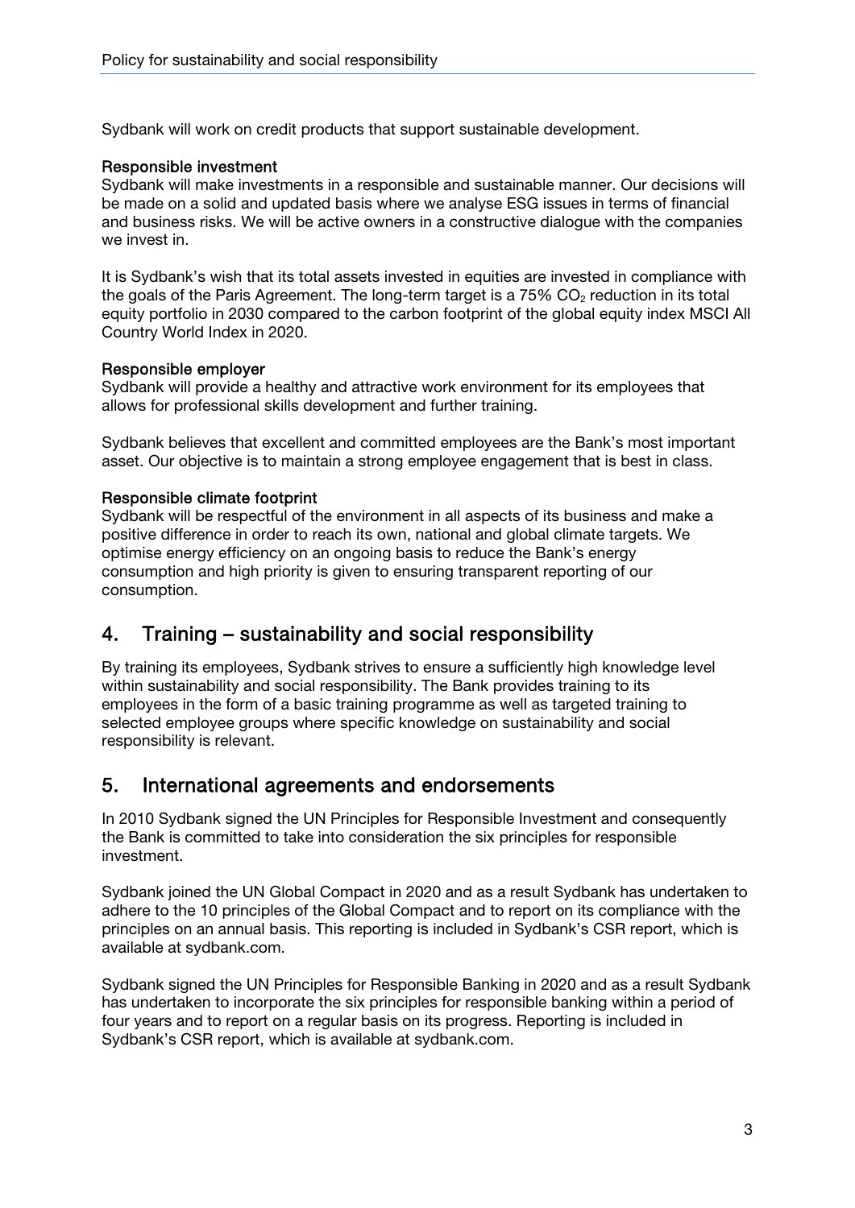Sydbank will work on credit products that support sustainable development.

**Responsible investment**
Sydbank will make investments in a responsible and sustainable manner. Our decisions will be made on a solid and updated basis where we analyse ESG issues in terms of financial and business risks. We will be active owners in a constructive dialogue with the companies we invest in.

It is Sydbank's wish that its total assets invested in equities are invested in compliance with the goals of the Paris Agreement. The long-term target is a 75% $CO_2$ reduction in its total equity portfolio in 2030 compared to the carbon footprint of the global equity index MSCI All Country World Index in 2020.

**Responsible employer**
Sydbank will provide a healthy and attractive work environment for its employees that allows for professional skills development and further training.

Sydbank believes that excellent and committed employees are the Bank's most important asset. Our objective is to maintain a strong employee engagement that is best in class.

**Responsible climate footprint**
Sydbank will be respectful of the environment in all aspects of its business and make a positive difference in order to reach its own, national and global climate targets. We optimise energy efficiency on an ongoing basis to reduce the Bank's energy consumption and high priority is given to ensuring transparent reporting of our consumption.

## 4. Training – sustainability and social responsibility

By training its employees, Sydbank strives to ensure a sufficiently high knowledge level within sustainability and social responsibility. The Bank provides training to its employees in the form of a basic training programme as well as targeted training to selected employee groups where specific knowledge on sustainability and social responsibility is relevant.

## 5. International agreements and endorsements

In 2010 Sydbank signed the UN Principles for Responsible Investment and consequently the Bank is committed to take into consideration the six principles for responsible investment.

Sydbank joined the UN Global Compact in 2020 and as a result Sydbank has undertaken to adhere to the 10 principles of the Global Compact and to report on its compliance with the principles on an annual basis. This reporting is included in Sydbank's CSR report, which is available at sydbank.com.

Sydbank signed the UN Principles for Responsible Banking in 2020 and as a result Sydbank has undertaken to incorporate the six principles for responsible banking within a period of four years and to report on a regular basis on its progress. Reporting is included in Sydbank's CSR report, which is available at sydbank.com.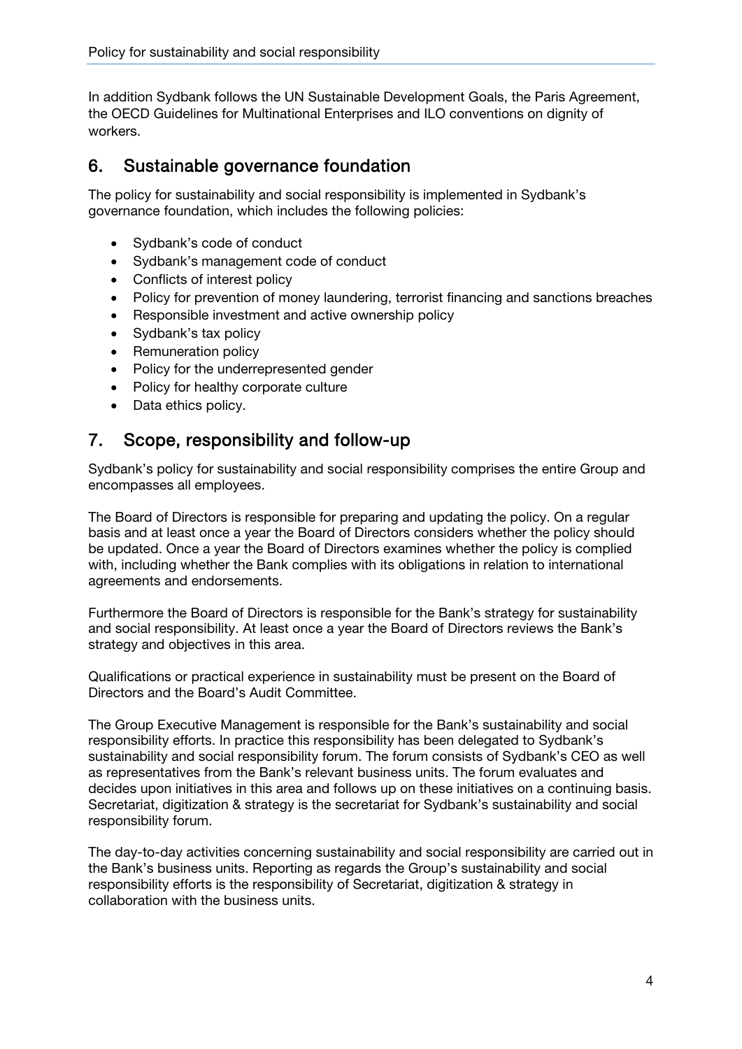In addition Sydbank follows the UN Sustainable Development Goals, the Paris Agreement, the OECD Guidelines for Multinational Enterprises and ILO conventions on dignity of workers.

## 6. Sustainable governance foundation

The policy for sustainability and social responsibility is implemented in Sydbank's governance foundation, which includes the following policies:

- Sydbank's code of conduct
- Sydbank's management code of conduct
- Conflicts of interest policy
- Policy for prevention of money laundering, terrorist financing and sanctions breaches
- Responsible investment and active ownership policy
- Sydbank's tax policy
- Remuneration policy
- Policy for the underrepresented gender
- Policy for healthy corporate culture
- Data ethics policy.

## 7. Scope, responsibility and follow-up

Sydbank's policy for sustainability and social responsibility comprises the entire Group and encompasses all employees.

The Board of Directors is responsible for preparing and updating the policy. On a regular basis and at least once a year the Board of Directors considers whether the policy should be updated. Once a year the Board of Directors examines whether the policy is complied with, including whether the Bank complies with its obligations in relation to international agreements and endorsements.

Furthermore the Board of Directors is responsible for the Bank's strategy for sustainability and social responsibility. At least once a year the Board of Directors reviews the Bank's strategy and objectives in this area.

Qualifications or practical experience in sustainability must be present on the Board of Directors and the Board's Audit Committee.

The Group Executive Management is responsible for the Bank's sustainability and social responsibility efforts. In practice this responsibility has been delegated to Sydbank's sustainability and social responsibility forum. The forum consists of Sydbank's CEO as well as representatives from the Bank's relevant business units. The forum evaluates and decides upon initiatives in this area and follows up on these initiatives on a continuing basis. Secretariat, digitization & strategy is the secretariat for Sydbank's sustainability and social responsibility forum.

The day-to-day activities concerning sustainability and social responsibility are carried out in the Bank's business units. Reporting as regards the Group's sustainability and social responsibility efforts is the responsibility of Secretariat, digitization & strategy in collaboration with the business units.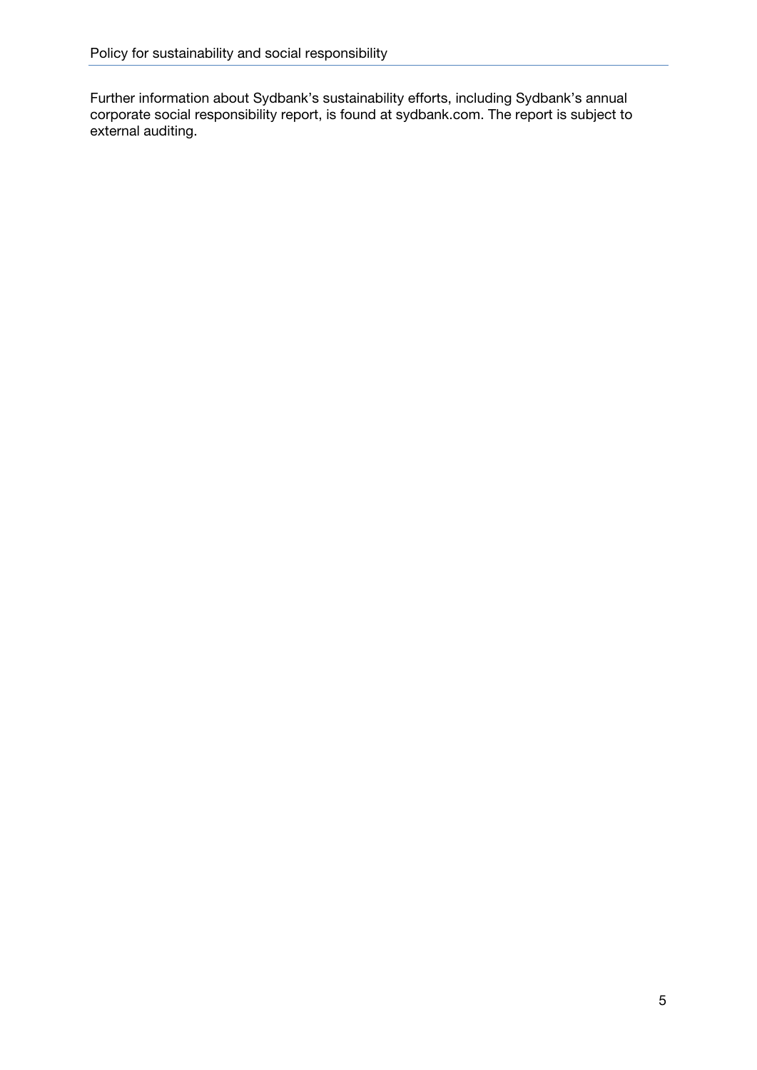Further information about Sydbank's sustainability efforts, including Sydbank's annual corporate social responsibility report, is found at sydbank.com. The report is subject to external auditing.